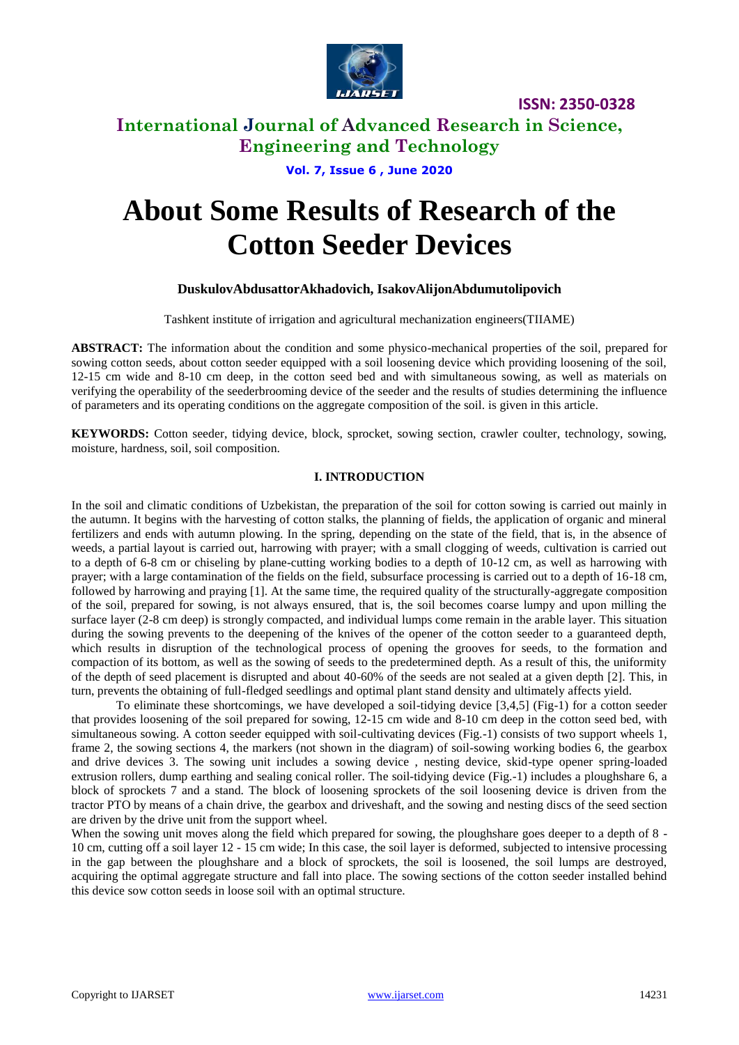# About Some Results of Research of the Cotton Seeder Devices

**DuskulovAbdusattorAkhadovich, IsakovAlijonAbdumutolipovich**

Tashkent institute of irrigation and agricultural mechanization engineers(TIIAME)

**ABSTRACT:** The information about the condition and some physico-mechanical properties of the soil, prepared for sowing cotton seeds, about cotton seeder equipped with a soil loosening device which providing loosening of the soil, 12-15 cm wide and 8-10 cm deep, in the cotton seed bed and with simultaneous sowing, as well as materials on verifying the operability of the seederbrooming device of the seeder and the results of studies determining the influence of parameters and its operating conditions on the aggregate composition of the soil. is given in this article.

**KEYWORDS:** Cotton seeder, tidying device, block, sprocket, sowing section, crawler coulter, technology, sowing, moisture, hardness, soil, soil composition.

## I. INTRODUCTION

In the soil and climatic conditions of Uzbekistan, the preparation of the soil for cotton sowing is carried out mainly in the autumn. It begins with the harvesting of cotton stalks, the planning of fields, the application of organic and mineral fertilizers and ends with autumn plowing. In the spring, depending on the state of the field, that is, in the absence of weeds, a partial layout is carried out, harrowing with prayer; with a small clogging of weeds, cultivation is carried out to a depth of 6-8 cm or chiseling by plane-cutting working bodies to a depth of 10-12 cm, as well as harrowing with prayer; with a large contamination of the fields on the field, subsurface processing is carried out to a depth of 16-18 cm, followed by harrowing and praying [1]. At the same time, the required quality of the structurally-aggregate composition of the soil, prepared for sowing, is not always ensured, that is, the soil becomes coarse lumpy and upon milling the surface layer (2-8 cm deep) is strongly compacted, and individual lumps come remain in the arable layer. This situation during the sowing prevents to the deepening of the knives of the opener of the cotton seeder to a guaranteed depth, which results in disruption of the technological process of opening the grooves for seeds, to the formation and compaction of its bottom, as well as the sowing of seeds to the predetermined depth. As a result of this, the uniformity of the depth of seed placement is disrupted and about 40-60% of the seeds are not sealed at a given depth [2]. This, in turn, prevents the obtaining of full-fledged seedlings and optimal plant stand density and ultimately affects yield.

To eliminate these shortcomings, we have developed a soil-tidying device [3,4,5] (Fig-1) for a cotton seeder that provides loosening of the soil prepared for sowing, 12-15 cm wide and 8-10 cm deep in the cotton seed bed, with simultaneous sowing. A cotton seeder equipped with soil-cultivating devices (Fig.-1) consists of two support wheels 1, frame 2, the sowing sections 4, the markers (not shown in the diagram) of soil-sowing working bodies 6, the gearbox and drive devices 3. The sowing unit includes a sowing device , nesting device, skid-type opener spring-loaded extrusion rollers, dump earthing and sealing conical roller. The soil-tidying device (Fig.-1) includes a ploughshare 6, a block of sprockets 7 and a stand. The block of loosening sprockets of the soil loosening device is driven from the tractor PTO by means of a chain drive, the gearbox and driveshaft, and the sowing and nesting discs of the seed section are driven by the drive unit from the support wheel.

When the sowing unit moves along the field which prepared for sowing, the ploughshare goes deeper to a depth of 8 - 10 cm, cutting off a soil layer 12 - 15 cm wide; In this case, the soil layer is deformed, subjected to intensive processing in the gap between the ploughshare and a block of sprockets, the soil is loosened, the soil lumps are destroyed, acquiring the optimal aggregate structure and fall into place. The sowing sections of the cotton seeder installed behind this device sow cotton seeds in loose soil with an optimal structure.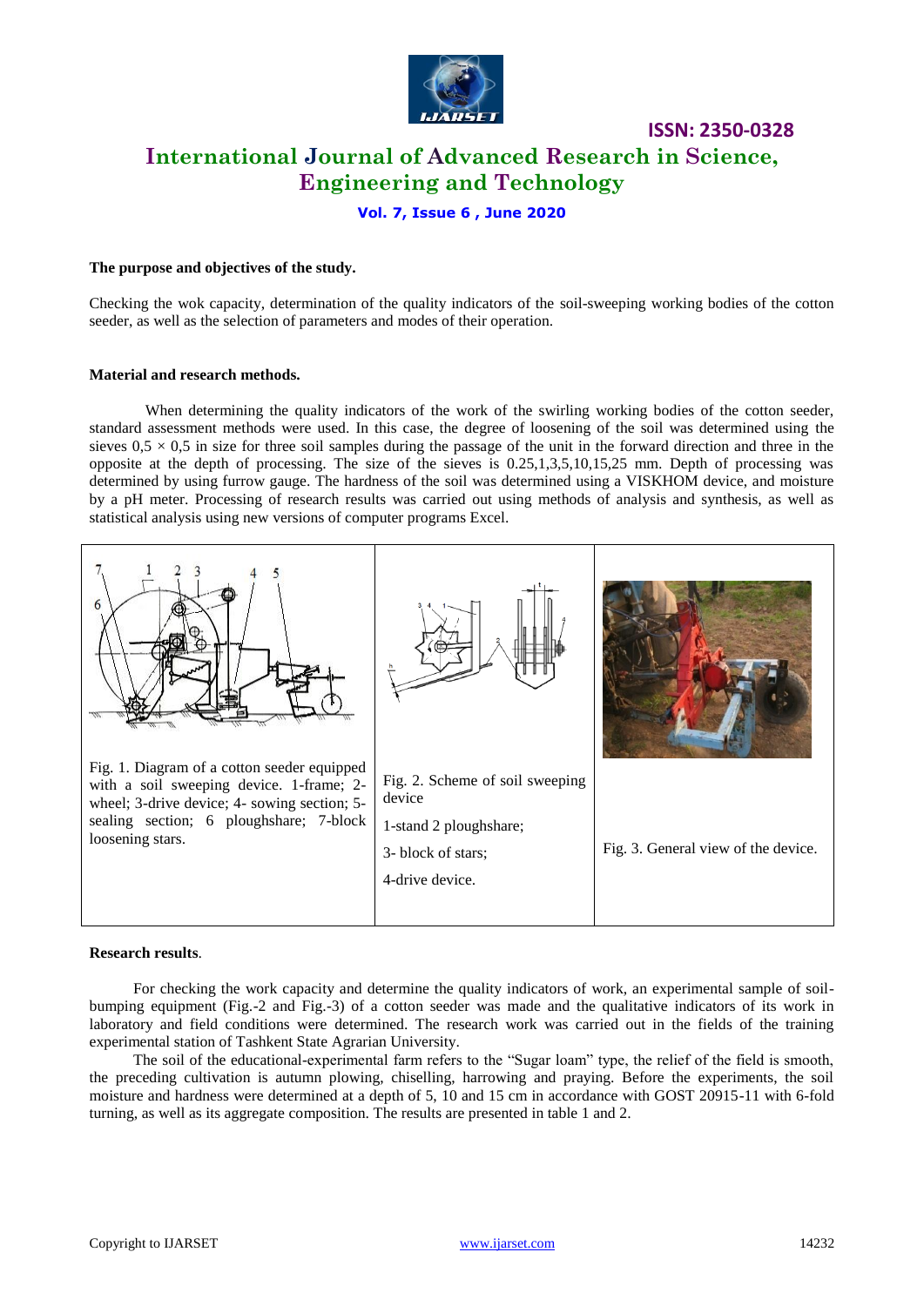**The purpose and objectives of the study.**

Checking the wok capacity, determination of the quality indicators of the soil-sweeping working bodies of the cotton seeder, as well as the selection of parameters and modes of their operation.

**Material and research methods.**

When determining the quality indicators of the work of the swirling working bodies of the cotton seeder, standard assessment methods were used. In this case, the degree of loosening of the soil was determined using the sieves 0,5 × 0,5 in size for three soil samples during the passage of the unit in the forward direction and three in the opposite at the depth of processing. The size of the sieves is 0.25,1,3,5,10,15,25 mm. Depth of processing was determined by using furrow gauge. The hardness of the soil was determined using a VISKHOM device, and moisture by a pH meter. Processing of research results was carried out using methods of analysis and synthesis, as well as statistical analysis using new versions of computer programs Excel.

Fig. 1. Diagram of a cotton seeder equipped with a soil sweeping device. 1-frame; 2-wheel; 3-drive device; 4- sowing section; 5-sealing section; 6 ploughshare; 7-block loosening stars.

Fig. 2. Scheme of soil sweeping device

1-stand 2 ploughshare;

3- block of stars;

4-drive device.

Fig. 3. General view of the device.

**Research results**.

For checking the work capacity and determine the quality indicators of work, an experimental sample of soil-bumping equipment (Fig.-2 and Fig.-3) of a cotton seeder was made and the qualitative indicators of its work in laboratory and field conditions were determined. The research work was carried out in the fields of the training experimental station of Tashkent State Agrarian University.

The soil of the educational-experimental farm refers to the "Sugar loam" type, the relief of the field is smooth, the preceding cultivation is autumn plowing, chiselling, harrowing and praying. Before the experiments, the soil moisture and hardness were determined at a depth of 5, 10 and 15 cm in accordance with GOST 20915-11 with 6-fold turning, as well as its aggregate composition. The results are presented in table 1 and 2.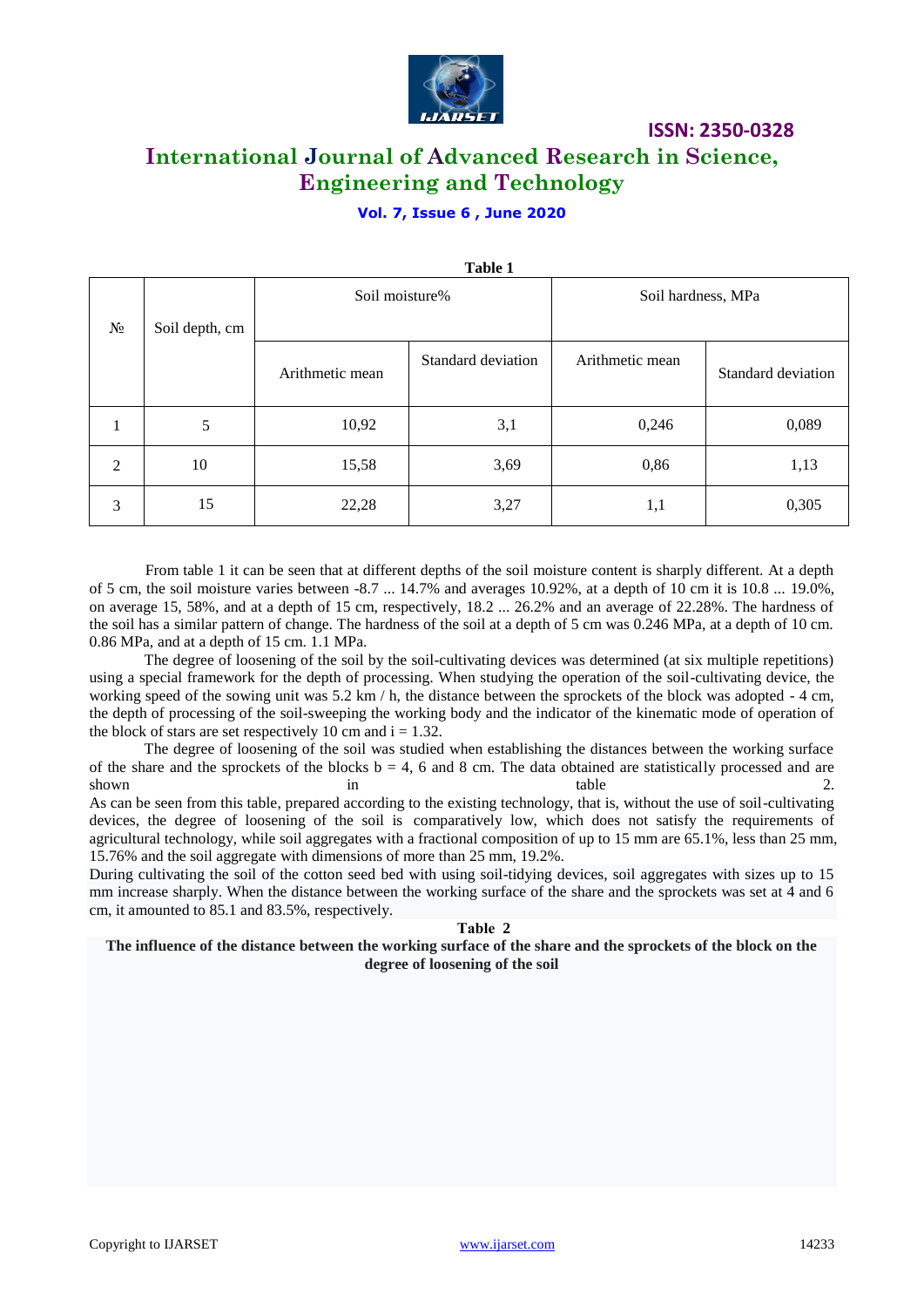**Table 1**

| № | Soil depth, cm | Soil moisture% | | Soil hardness, MPa | |
|---|---|---|---|---|---|
| | | Arithmetic mean | Standard deviation | Arithmetic mean | Standard deviation |
| 1 | 5 | 10,92 | 3,1 | 0,246 | 0,089 |
| 2 | 10 | 15,58 | 3,69 | 0,86 | 1,13 |
| 3 | 15 | 22,28 | 3,27 | 1,1 | 0,305 |

From table 1 it can be seen that at different depths of the soil moisture content is sharply different. At a depth of 5 cm, the soil moisture varies between -8.7 ... 14.7% and averages 10.92%, at a depth of 10 cm it is 10.8 ... 19.0%, on average 15, 58%, and at a depth of 15 cm, respectively, 18.2 ... 26.2% and an average of 22.28%. The hardness of the soil has a similar pattern of change. The hardness of the soil at a depth of 5 cm was 0.246 MPa, at a depth of 10 cm. 0.86 MPa, and at a depth of 15 cm. 1.1 MPa.

The degree of loosening of the soil by the soil-cultivating devices was determined (at six multiple repetitions) using a special framework for the depth of processing. When studying the operation of the soil-cultivating device, the working speed of the sowing unit was 5.2 km / h, the distance between the sprockets of the block was adopted - 4 cm, the depth of processing of the soil-sweeping the working body and the indicator of the kinematic mode of operation of the block of stars are set respectively 10 cm and i = 1.32.

The degree of loosening of the soil was studied when establishing the distances between the working surface of the share and the sprockets of the blocks b = 4, 6 and 8 cm. The data obtained are statistically processed and are shown in table 2.
As can be seen from this table, prepared according to the existing technology, that is, without the use of soil-cultivating devices, the degree of loosening of the soil is comparatively low, which does not satisfy the requirements of agricultural technology, while soil aggregates with a fractional composition of up to 15 mm are 65.1%, less than 25 mm, 15.76% and the soil aggregate with dimensions of more than 25 mm, 19.2%.
During cultivating the soil of the cotton seed bed with using soil-tidying devices, soil aggregates with sizes up to 15 mm increase sharply. When the distance between the working surface of the share and the sprockets was set at 4 and 6 cm, it amounted to 85.1 and 83.5%, respectively.

**Table 2**

**The influence of the distance between the working surface of the share and the sprockets of the block on the degree of loosening of the soil**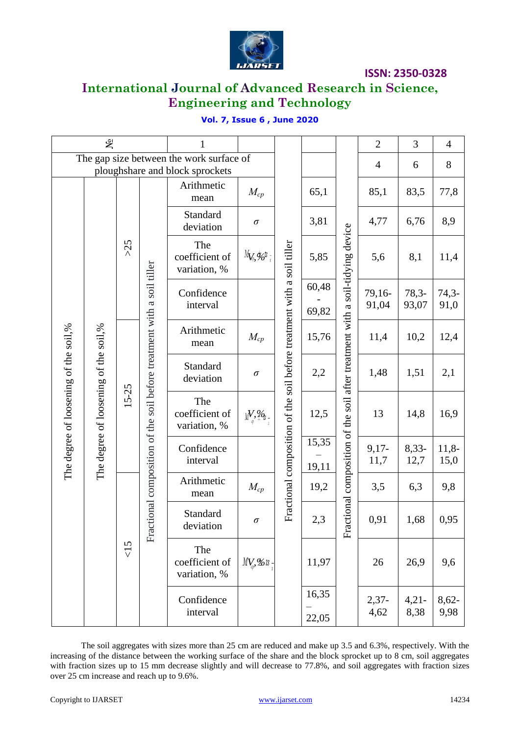| The degree of loosening of the soil,% | The degree of loosening of the soil,% | Fraction size | Fractional composition of the soil before treatment with a soil tiller | № | | 1 | 2 | 3 | 4 |
|---|---|---|---|---|---|---|---|---|---|
| | | | | The gap size between the work surface of ploughshare and block sprockets | | | 4 | 6 | 8 |
| | | >25 | | Arithmetic mean | $M_{cp}$ | 65,1 | 85,1 | 83,5 | 77,8 |
| | | | | Standard deviation | $\sigma$ | 3,81 | 4,77 | 6,76 | 8,9 |
| | | | | The coefficient of variation, % | $V,\%$ | 5,85 | 5,6 | 8,1 | 11,4 |
| | | | | Confidence interval | | 60,48 - 69,82 | 79,16-91,04 | 78,3-93,07 | 74,3-91,0 |
| | | 15-25 | | Arithmetic mean | $M_{cp}$ | 15,76 | 11,4 | 10,2 | 12,4 |
| | | | | Standard deviation | $\sigma$ | 2,2 | 1,48 | 1,51 | 2,1 |
| | | | | The coefficient of variation, % | $V,\%$ | 12,5 | 13 | 14,8 | 16,9 |
| | | | | Confidence interval | | 15,35 – 19,11 | 9,17-11,7 | 8,33-12,7 | 11,8-15,0 |
| | | <15 | | Arithmetic mean | $M_{cp}$ | 19,2 | 3,5 | 6,3 | 9,8 |
| | | | | Standard deviation | $\sigma$ | 2,3 | 0,91 | 1,68 | 0,95 |
| | | | | The coefficient of variation, % | $V,\%$ | 11,97 | 26 | 26,9 | 9,6 |
| | | | | Confidence interval | | 16,35 – 22,05 | 2,37-4,62 | 4,21-8,38 | 8,62-9,98 |

Column 1: Fractional composition of the soil before treatment with a soil tiller. Columns 2–4: Fractional composition of the soil after treatment with a soil-tidying device.

The soil aggregates with sizes more than 25 cm are reduced and make up 3.5 and 6.3%, respectively. With the increasing of the distance between the working surface of the share and the block sprocket up to 8 cm, soil aggregates with fraction sizes up to 15 mm decrease slightly and will decrease to 77.8%, and soil aggregates with fraction sizes over 25 cm increase and reach up to 9.6%.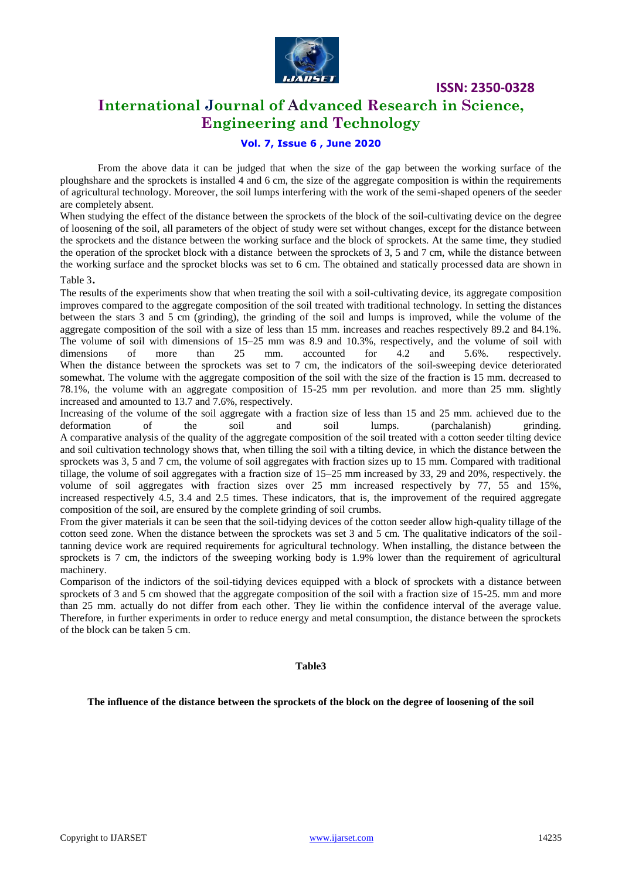From the above data it can be judged that when the size of the gap between the working surface of the ploughshare and the sprockets is installed 4 and 6 cm, the size of the aggregate composition is within the requirements of agricultural technology. Moreover, the soil lumps interfering with the work of the semi-shaped openers of the seeder are completely absent.

When studying the effect of the distance between the sprockets of the block of the soil-cultivating device on the degree of loosening of the soil, all parameters of the object of study were set without changes, except for the distance between the sprockets and the distance between the working surface and the block of sprockets. At the same time, they studied the operation of the sprocket block with a distance between the sprockets of 3, 5 and 7 cm, while the distance between the working surface and the sprocket blocks was set to 6 cm. The obtained and statically processed data are shown in Table 3.

The results of the experiments show that when treating the soil with a soil-cultivating device, its aggregate composition improves compared to the aggregate composition of the soil treated with traditional technology. In setting the distances between the stars 3 and 5 cm (grinding), the grinding of the soil and lumps is improved, while the volume of the aggregate composition of the soil with a size of less than 15 mm. increases and reaches respectively 89.2 and 84.1%. The volume of soil with dimensions of 15–25 mm was 8.9 and 10.3%, respectively, and the volume of soil with dimensions of more than 25 mm. accounted for 4.2 and 5.6%. respectively.

When the distance between the sprockets was set to 7 cm, the indicators of the soil-sweeping device deteriorated somewhat. The volume with the aggregate composition of the soil with the size of the fraction is 15 mm. decreased to 78.1%, the volume with an aggregate composition of 15-25 mm per revolution. and more than 25 mm. slightly increased and amounted to 13.7 and 7.6%, respectively.

Increasing of the volume of the soil aggregate with a fraction size of less than 15 and 25 mm. achieved due to the deformation of the soil and soil lumps. (parchalanish) grinding.

A comparative analysis of the quality of the aggregate composition of the soil treated with a cotton seeder tilting device and soil cultivation technology shows that, when tilling the soil with a tilting device, in which the distance between the sprockets was 3, 5 and 7 cm, the volume of soil aggregates with fraction sizes up to 15 mm. Compared with traditional tillage, the volume of soil aggregates with a fraction size of 15–25 mm increased by 33, 29 and 20%, respectively. the volume of soil aggregates with fraction sizes over 25 mm increased respectively by 77, 55 and 15%, increased respectively 4.5, 3.4 and 2.5 times. These indicators, that is, the improvement of the required aggregate composition of the soil, are ensured by the complete grinding of soil crumbs.

From the giver materials it can be seen that the soil-tidying devices of the cotton seeder allow high-quality tillage of the cotton seed zone. When the distance between the sprockets was set 3 and 5 cm. The qualitative indicators of the soil-tanning device work are required requirements for agricultural technology. When installing, the distance between the sprockets is 7 cm, the indictors of the sweeping working body is 1.9% lower than the requirement of agricultural machinery.

Comparison of the indictors of the soil-tidying devices equipped with a block of sprockets with a distance between sprockets of 3 and 5 cm showed that the aggregate composition of the soil with a fraction size of 15-25. mm and more than 25 mm. actually do not differ from each other. They lie within the confidence interval of the average value. Therefore, in further experiments in order to reduce energy and metal consumption, the distance between the sprockets of the block can be taken 5 cm.

**Table3**

**The influence of the distance between the sprockets of the block on the degree of loosening of the soil**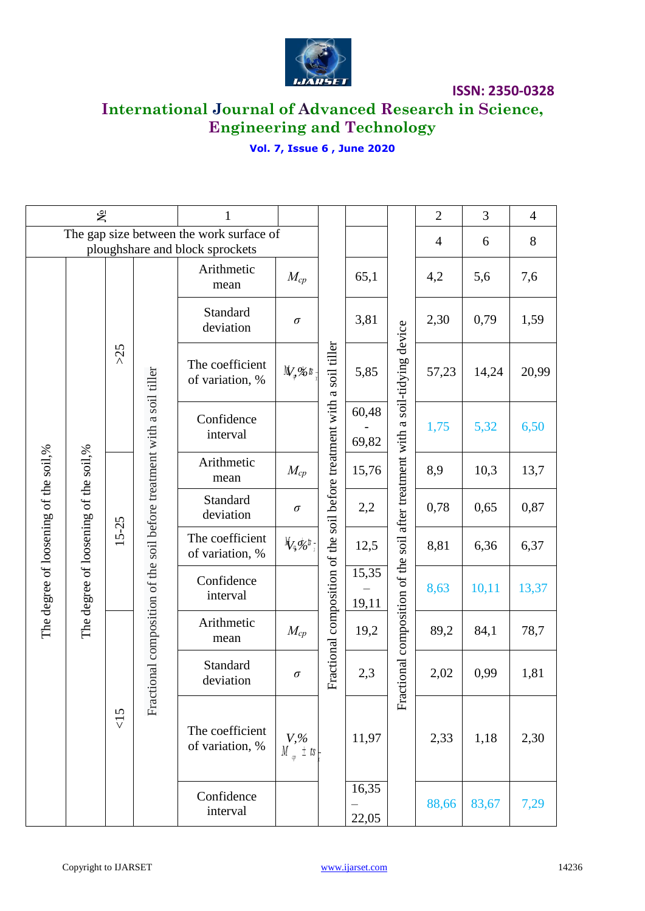| № | | | | 1 | | | | | 2 | 3 | 4 |
|---|---|---|---|---|---|---|---|---|---|---|---|
| The gap size between the work surface of ploughshare and block sprockets | | | | | | | | | 4 | 6 | 8 |
| The degree of loosening of the soil,% | The degree of loosening of the soil,% | >25 | Fractional composition of the soil before treatment with a soil tiller | Arithmetic mean | $M_{cp}$ | Fractional composition of the soil before treatment with a soil tiller | 65,1 | Fractional composition of the soil after treatment with a soil-tidying device | 4,2 | 5,6 | 7,6 |
| | | | | Standard deviation | $\sigma$ | | 3,81 | | 2,30 | 0,79 | 1,59 |
| | | | | The coefficient of variation, % | $V,\%$ | | 5,85 | | 57,23 | 14,24 | 20,99 |
| | | | | Confidence interval | | | 60,48 - 69,82 | | 1,75 | 5,32 | 6,50 |
| | | 15-25 | | Arithmetic mean | $M_{cp}$ | | 15,76 | | 8,9 | 10,3 | 13,7 |
| | | | | Standard deviation | $\sigma$ | | 2,2 | | 0,78 | 0,65 | 0,87 |
| | | | | The coefficient of variation, % | $V,\%$ | | 12,5 | | 8,81 | 6,36 | 6,37 |
| | | | | Confidence interval | | | 15,35 – 19,11 | | 8,63 | 10,11 | 13,37 |
| | | <15 | | Arithmetic mean | $M_{cp}$ | | 19,2 | | 89,2 | 84,1 | 78,7 |
| | | | | Standard deviation | $\sigma$ | | 2,3 | | 2,02 | 0,99 | 1,81 |
| | | | | The coefficient of variation, % | $V,\%$ $M_{cp} \pm t s_{\bar{x}}$ | | 11,97 | | 2,33 | 1,18 | 2,30 |
| | | | | Confidence interval | | | 16,35 – 22,05 | | 88,66 | 83,67 | 7,29 |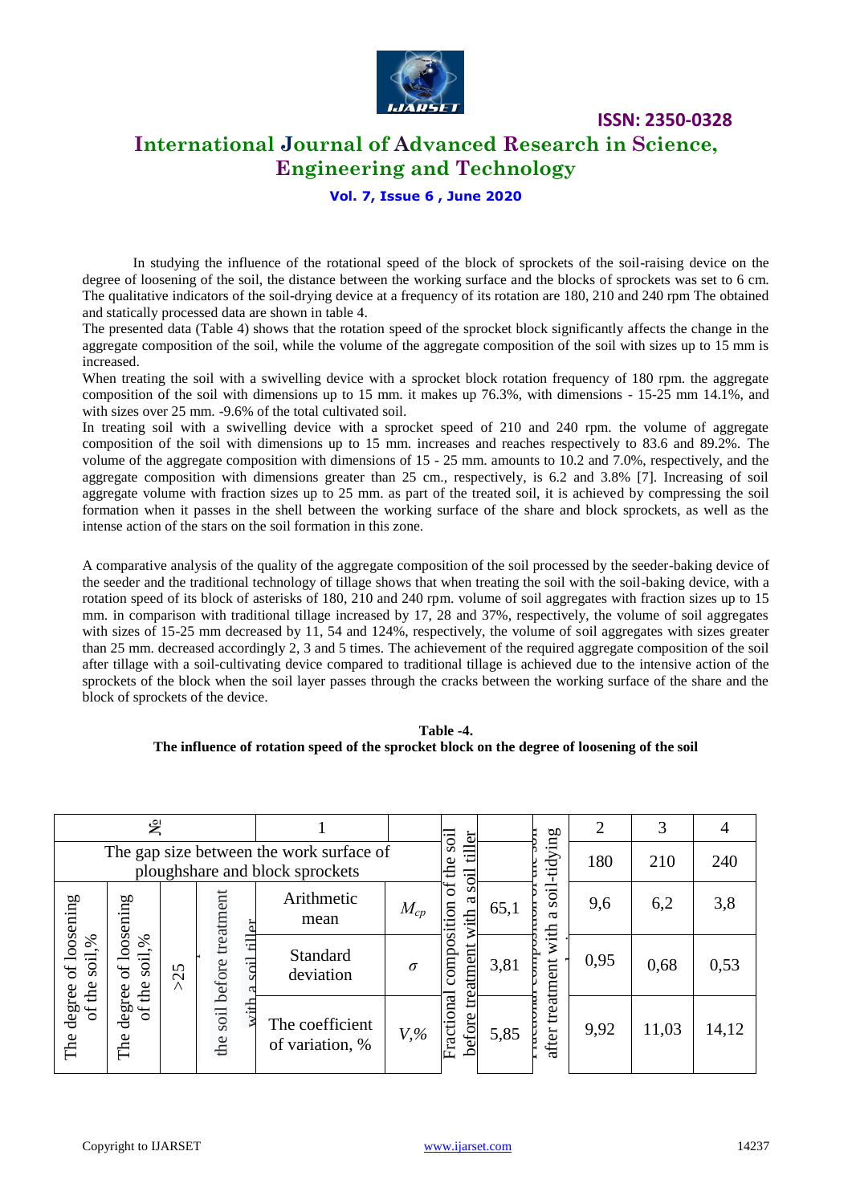In studying the influence of the rotational speed of the block of sprockets of the soil-raising device on the degree of loosening of the soil, the distance between the working surface and the blocks of sprockets was set to 6 cm. The qualitative indicators of the soil-drying device at a frequency of its rotation are 180, 210 and 240 rpm The obtained and statically processed data are shown in table 4.

The presented data (Table 4) shows that the rotation speed of the sprocket block significantly affects the change in the aggregate composition of the soil, while the volume of the aggregate composition of the soil with sizes up to 15 mm is increased.

When treating the soil with a swivelling device with a sprocket block rotation frequency of 180 rpm. the aggregate composition of the soil with dimensions up to 15 mm. it makes up 76.3%, with dimensions - 15-25 mm 14.1%, and with sizes over 25 mm. -9.6% of the total cultivated soil.

In treating soil with a swivelling device with a sprocket speed of 210 and 240 rpm. the volume of aggregate composition of the soil with dimensions up to 15 mm. increases and reaches respectively to 83.6 and 89.2%. The volume of the aggregate composition with dimensions of 15 - 25 mm. amounts to 10.2 and 7.0%, respectively, and the aggregate composition with dimensions greater than 25 cm., respectively, is 6.2 and 3.8% [7]. Increasing of soil aggregate volume with fraction sizes up to 25 mm. as part of the treated soil, it is achieved by compressing the soil formation when it passes in the shell between the working surface of the share and block sprockets, as well as the intense action of the stars on the soil formation in this zone.

A comparative analysis of the quality of the aggregate composition of the soil processed by the seeder-baking device of the seeder and the traditional technology of tillage shows that when treating the soil with the soil-baking device, with a rotation speed of its block of asterisks of 180, 210 and 240 rpm. volume of soil aggregates with fraction sizes up to 15 mm. in comparison with traditional tillage increased by 17, 28 and 37%, respectively, the volume of soil aggregates with sizes of 15-25 mm decreased by 11, 54 and 124%, respectively, the volume of soil aggregates with sizes greater than 25 mm. decreased accordingly 2, 3 and 5 times. The achievement of the required aggregate composition of the soil after tillage with a soil-cultivating device compared to traditional tillage is achieved due to the intensive action of the sprockets of the block when the soil layer passes through the cracks between the working surface of the share and the block of sprockets of the device.

**Table -4.**
**The influence of rotation speed of the sprocket block on the degree of loosening of the soil**

| № | | | | | 1 | | | | | 2 | 3 | 4 |
|---|---|---|---|---|---|---|---|---|---|---|---|---|
| The gap size between the work surface of ploughshare and block sprockets | | | | | | | Fractional composition of the soil before treatment with a soil tiller | | Fractional composition of the soil after treatment with a soil-tidying | 180 | 210 | 240 |
| The degree of loosening of the soil,% | The degree of loosening of the soil,% | >25 | the soil before treatment | with a soil tiller | Arithmetic mean | $M_{cp}$ | | 65,1 | | 9,6 | 6,2 | 3,8 |
| | | | | | Standard deviation | $\sigma$ | | 3,81 | | 0,95 | 0,68 | 0,53 |
| | | | | | The coefficient of variation, % | $V,\%$ | | 5,85 | | 9,92 | 11,03 | 14,12 |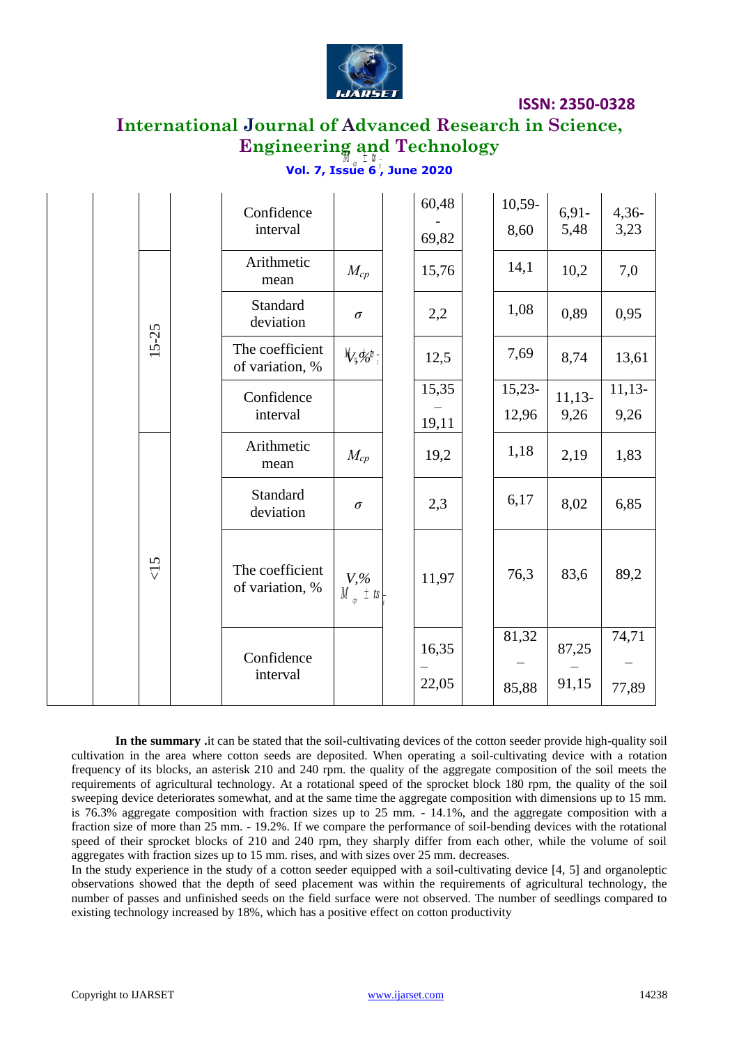|  |  |  |  |  |  |  |  |  |  |  |
|---|---|---|---|---|---|---|---|---|---|---|
|  |  |  |  | Confidence interval |  |  | 60,48 - 69,82 |  | 10,59-8,60 | 6,91-5,48 | 4,36-3,23 |
|  |  | 15-25 |  | Arithmetic mean | $M_{cp}$ |  | 15,76 |  | 14,1 | 10,2 | 7,0 |
|  |  |  |  | Standard deviation | $\sigma$ |  | 2,2 |  | 1,08 | 0,89 | 0,95 |
|  |  |  |  | The coefficient of variation, % | $V,\%$ |  | 12,5 |  | 7,69 | 8,74 | 13,61 |
|  |  |  |  | Confidence interval |  |  | 15,35 – 19,11 |  | 15,23-12,96 | 11,13-9,26 | 11,13-9,26 |
|  |  | <15 |  | Arithmetic mean | $M_{cp}$ |  | 19,2 |  | 1,18 | 2,19 | 1,83 |
|  |  |  |  | Standard deviation | $\sigma$ |  | 2,3 |  | 6,17 | 8,02 | 6,85 |
|  |  |  |  | The coefficient of variation, % | $V,\%$ |  | 11,97 |  | 76,3 | 83,6 | 89,2 |
|  |  |  |  | Confidence interval |  |  | 16,35 – 22,05 |  | 81,32 – 85,88 | 87,25 – 91,15 | 74,71 – 77,89 |

**In the summary .**it can be stated that the soil-cultivating devices of the cotton seeder provide high-quality soil cultivation in the area where cotton seeds are deposited. When operating a soil-cultivating device with a rotation frequency of its blocks, an asterisk 210 and 240 rpm. the quality of the aggregate composition of the soil meets the requirements of agricultural technology. At a rotational speed of the sprocket block 180 rpm, the quality of the soil sweeping device deteriorates somewhat, and at the same time the aggregate composition with dimensions up to 15 mm. is 76.3% aggregate composition with fraction sizes up to 25 mm. - 14.1%, and the aggregate composition with a fraction size of more than 25 mm. - 19.2%. If we compare the performance of soil-bending devices with the rotational speed of their sprocket blocks of 210 and 240 rpm, they sharply differ from each other, while the volume of soil aggregates with fraction sizes up to 15 mm. rises, and with sizes over 25 mm. decreases.

In the study experience in the study of a cotton seeder equipped with a soil-cultivating device [4, 5] and organoleptic observations showed that the depth of seed placement was within the requirements of agricultural technology, the number of passes and unfinished seeds on the field surface were not observed. The number of seedlings compared to existing technology increased by 18%, which has a positive effect on cotton productivity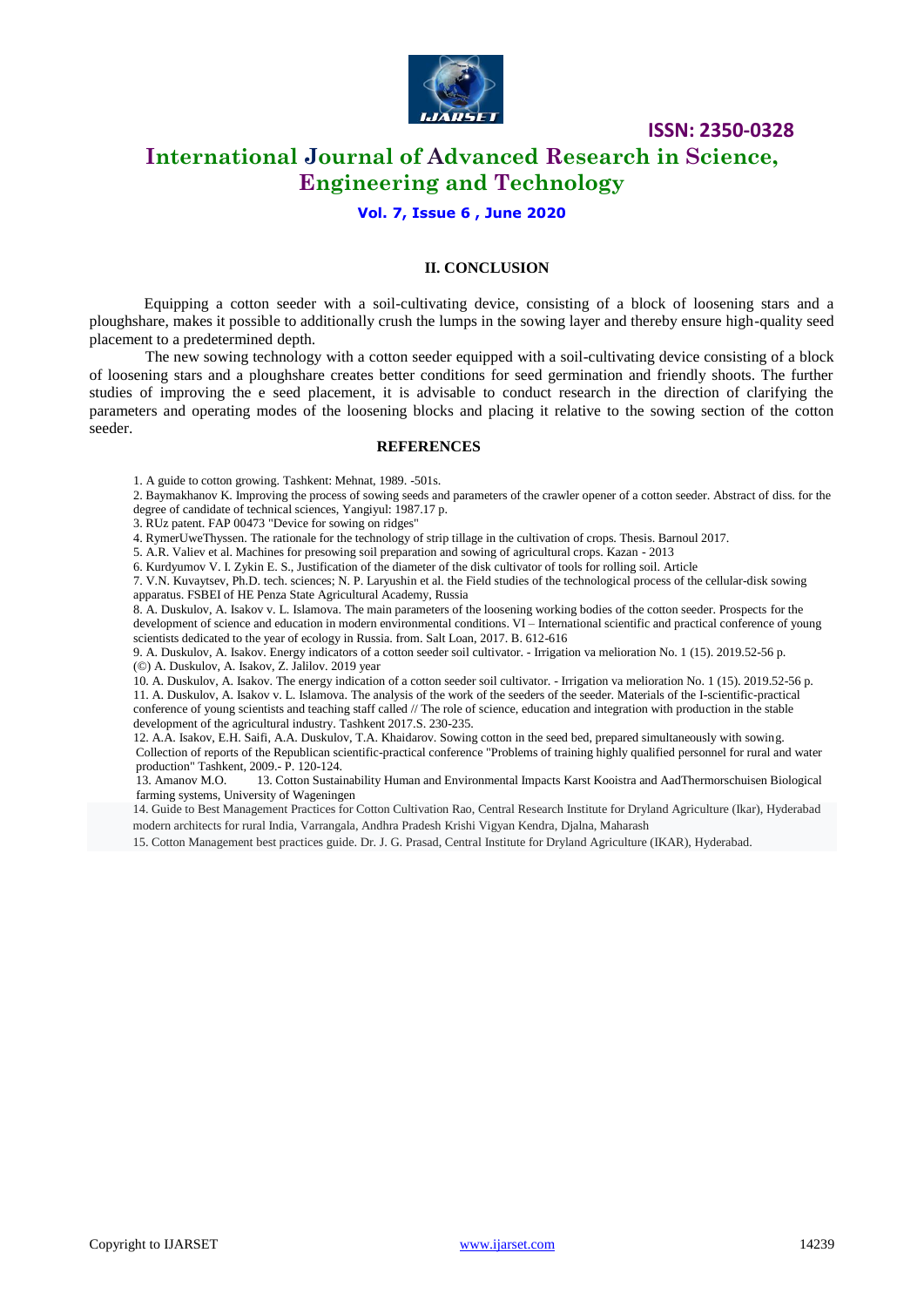## II. CONCLUSION

Equipping a cotton seeder with a soil-cultivating device, consisting of a block of loosening stars and a ploughshare, makes it possible to additionally crush the lumps in the sowing layer and thereby ensure high-quality seed placement to a predetermined depth.

The new sowing technology with a cotton seeder equipped with a soil-cultivating device consisting of a block of loosening stars and a ploughshare creates better conditions for seed germination and friendly shoots. The further studies of improving the e seed placement, it is advisable to conduct research in the direction of clarifying the parameters and operating modes of the loosening blocks and placing it relative to the sowing section of the cotton seeder.

## REFERENCES

1. A guide to cotton growing. Tashkent: Mehnat, 1989. -501s.
2. Baymakhanov K. Improving the process of sowing seeds and parameters of the crawler opener of a cotton seeder. Abstract of diss. for the degree of candidate of technical sciences, Yangiyul: 1987.17 p.
3. RUz patent. FAP 00473 "Device for sowing on ridges"
4. RymerUweThyssen. The rationale for the technology of strip tillage in the cultivation of crops. Thesis. Barnoul 2017.
5. A.R. Valiev et al. Machines for presowing soil preparation and sowing of agricultural crops. Kazan - 2013
6. Kurdyumov V. I. Zykin E. S., Justification of the diameter of the disk cultivator of tools for rolling soil. Article
7. V.N. Kuvaytsev, Ph.D. tech. sciences; N. P. Laryushin et al. the Field studies of the technological process of the cellular-disk sowing apparatus. FSBEI of HE Penza State Agricultural Academy, Russia
8. A. Duskulov, A. Isakov v. L. Islamova. The main parameters of the loosening working bodies of the cotton seeder. Prospects for the development of science and education in modern environmental conditions. VI – International scientific and practical conference of young scientists dedicated to the year of ecology in Russia. from. Salt Loan, 2017. B. 612-616
9. A. Duskulov, A. Isakov. Energy indicators of a cotton seeder soil cultivator. - Irrigation va melioration No. 1 (15). 2019.52-56 p. (©) A. Duskulov, A. Isakov, Z. Jalilov. 2019 year
10. A. Duskulov, A. Isakov. The energy indication of a cotton seeder soil cultivator. - Irrigation va melioration No. 1 (15). 2019.52-56 p.
11. A. Duskulov, A. Isakov v. L. Islamova. The analysis of the work of the seeders of the seeder. Materials of the I-scientific-practical conference of young scientists and teaching staff called // The role of science, education and integration with production in the stable development of the agricultural industry. Tashkent 2017.S. 230-235.
12. A.A. Isakov, E.H. Saifi, A.A. Duskulov, T.A. Khaidarov. Sowing cotton in the seed bed, prepared simultaneously with sowing. Collection of reports of the Republican scientific-practical conference "Problems of training highly qualified personnel for rural and water production" Tashkent, 2009.- P. 120-124.
13. Amanov M.O. 13. Cotton Sustainability Human and Environmental Impacts Karst Kooistra and AadThermorschuisen Biological farming systems, University of Wageningen
14. Guide to Best Management Practices for Cotton Cultivation Rao, Central Research Institute for Dryland Agriculture (Ikar), Hyderabad modern architects for rural India, Varrangala, Andhra Pradesh Krishi Vigyan Kendra, Djalna, Maharash
15. Cotton Management best practices guide. Dr. J. G. Prasad, Central Institute for Dryland Agriculture (IKAR), Hyderabad.